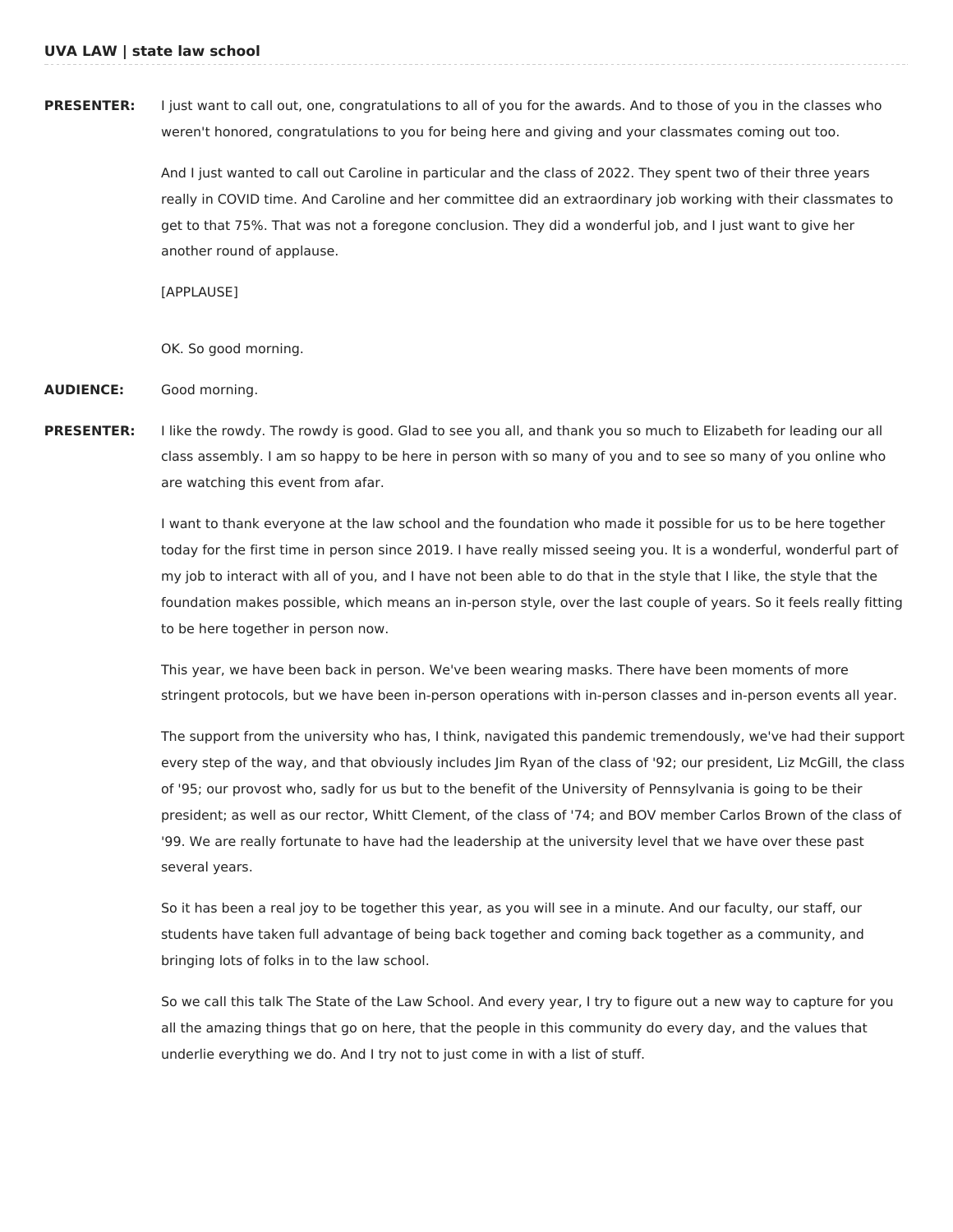**PRESENTER:** I just want to call out, one, congratulations to all of you for the awards. And to those of you in the classes who weren't honored, congratulations to you for being here and giving and your classmates coming out too.

And I just wanted to call out Caroline in particular and the class of 2022. They spent two of their three years really in COVID time. And Caroline and her committee did an extraordinary job working with their classmates to get to that 75%. That was not a foregone conclusion. They did a wonderful job, and I just want to give her another round of applause.

[APPLAUSE]

OK. So good morning.

**AUDIENCE:** Good morning.

**PRESENTER:** I like the rowdy. The rowdy is good. Glad to see you all, and thank you so much to Elizabeth for leading our all class assembly. I am so happy to be here in person with so many of you and to see so many of you online who are watching this event from afar.

I want to thank everyone at the law school and the foundation who made it possible for us to be here together today for the first time in person since 2019. I have really missed seeing you. It is a wonderful, wonderful part of my job to interact with all of you, and I have not been able to do that in the style that I like, the style that the foundation makes possible, which means an in-person style, over the last couple of years. So it feels really fitting to be here together in person now.

This year, we have been back in person. We've been wearing masks. There have been moments of more stringent protocols, but we have been in-person operations with in-person classes and in-person events all year.

The support from the university who has, I think, navigated this pandemic tremendously, we've had their support every step of the way, and that obviously includes Jim Ryan of the class of '92; our president, Liz McGill, the class of '95; our provost who, sadly for us but to the benefit of the University of Pennsylvania is going to be their president; as well as our rector, Whitt Clement, of the class of '74; and BOV member Carlos Brown of the class of '99. We are really fortunate to have had the leadership at the university level that we have over these past several years.

So it has been a real joy to be together this year, as you will see in a minute. And our faculty, our staff, our students have taken full advantage of being back together and coming back together as a community, and bringing lots of folks in to the law school.

So we call this talk The State of the Law School. And every year, I try to figure out a new way to capture for you all the amazing things that go on here, that the people in this community do every day, and the values that underlie everything we do. And I try not to just come in with a list of stuff.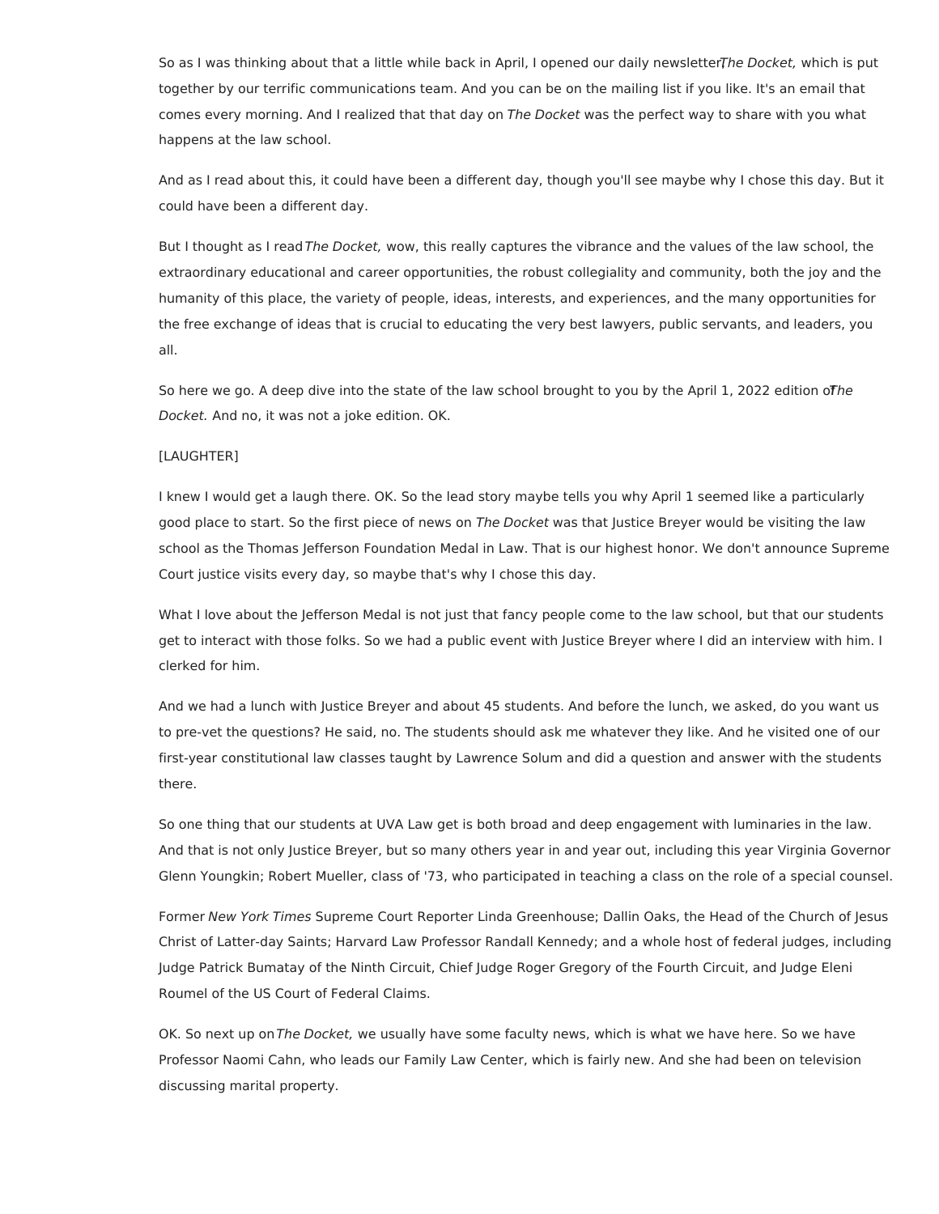So as I was thinking about that a little while back in April, I opened our daily newsletter, *The Docket,* which is put together by our terrific communications team. And you can be on the mailing list if you like. It's an email that comes every morning. And I realized that that day on *The Docket* was the perfect way to share with you what happens at the law school.

And as I read about this, it could have been a different day, though you'll see maybe why I chose this day. But it could have been a different day.

But I thought as I read *The Docket,* wow, this really captures the vibrance and the values of the law school, the extraordinary educational and career opportunities, the robust collegiality and community, both the joy and the humanity of this place, the variety of people, ideas, interests, and experiences, and the many opportunities for the free exchange of ideas that is crucial to educating the very best lawyers, public servants, and leaders, you all.

So here we go. A deep dive into the state of the law school brought to you by the April 1, 2022 edition of *The Docket.* And no, it was not a joke edition. OK.

[LAUGHTER]

I knew I would get a laugh there. OK. So the lead story maybe tells you why April 1 seemed like a particularly good place to start. So the first piece of news on *The Docket* was that Justice Breyer would be visiting the law school as the Thomas Jefferson Foundation Medal in Law. That is our highest honor. We don't announce Supreme Court justice visits every day, so maybe that's why I chose this day.

What I love about the Jefferson Medal is not just that fancy people come to the law school, but that our students get to interact with those folks. So we had a public event with Justice Breyer where I did an interview with him. I clerked for him.

And we had a lunch with Justice Breyer and about 45 students. And before the lunch, we asked, do you want us to pre-vet the questions? He said, no. The students should ask me whatever they like. And he visited one of our first-year constitutional law classes taught by Lawrence Solum and did a question and answer with the students there.

So one thing that our students at UVA Law get is both broad and deep engagement with luminaries in the law. And that is not only Justice Breyer, but so many others year in and year out, including this year Virginia Governor Glenn Youngkin; Robert Mueller, class of '73, who participated in teaching a class on the role of a special counsel.

Former *New York Times* Supreme Court Reporter Linda Greenhouse; Dallin Oaks, the Head of the Church of Jesus Christ of Latter-day Saints; Harvard Law Professor Randall Kennedy; and a whole host of federal judges, including Judge Patrick Bumatay of the Ninth Circuit, Chief Judge Roger Gregory of the Fourth Circuit, and Judge Eleni Roumel of the US Court of Federal Claims.

OK. So next up on *The Docket,* we usually have some faculty news, which is what we have here. So we have Professor Naomi Cahn, who leads our Family Law Center, which is fairly new. And she had been on television discussing marital property.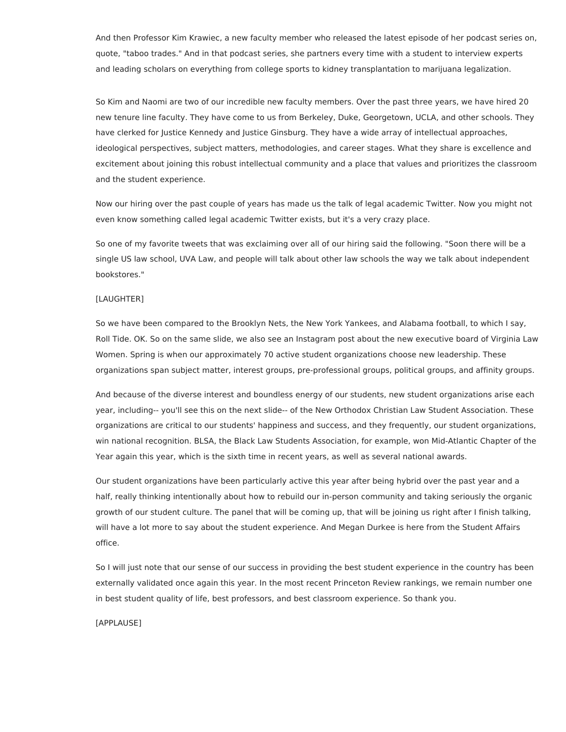And then Professor Kim Krawiec, a new faculty member who released the latest episode of her podcast series on, quote, "taboo trades." And in that podcast series, she partners every time with a student to interview experts and leading scholars on everything from college sports to kidney transplantation to marijuana legalization.

So Kim and Naomi are two of our incredible new faculty members. Over the past three years, we have hired 20 new tenure line faculty. They have come to us from Berkeley, Duke, Georgetown, UCLA, and other schools. They have clerked for Justice Kennedy and Justice Ginsburg. They have a wide array of intellectual approaches, ideological perspectives, subject matters, methodologies, and career stages. What they share is excellence and excitement about joining this robust intellectual community and a place that values and prioritizes the classroom and the student experience.

Now our hiring over the past couple of years has made us the talk of legal academic Twitter. Now you might not even know something called legal academic Twitter exists, but it's a very crazy place.

So one of my favorite tweets that was exclaiming over all of our hiring said the following. "Soon there will be a single US law school, UVA Law, and people will talk about other law schools the way we talk about independent bookstores."

[LAUGHTER]

So we have been compared to the Brooklyn Nets, the New York Yankees, and Alabama football, to which I say, Roll Tide. OK. So on the same slide, we also see an Instagram post about the new executive board of Virginia Law Women. Spring is when our approximately 70 active student organizations choose new leadership. These organizations span subject matter, interest groups, pre-professional groups, political groups, and affinity groups.

And because of the diverse interest and boundless energy of our students, new student organizations arise each year, including-- you'll see this on the next slide-- of the New Orthodox Christian Law Student Association. These organizations are critical to our students' happiness and success, and they frequently, our student organizations, win national recognition. BLSA, the Black Law Students Association, for example, won Mid-Atlantic Chapter of the Year again this year, which is the sixth time in recent years, as well as several national awards.

Our student organizations have been particularly active this year after being hybrid over the past year and a half, really thinking intentionally about how to rebuild our in-person community and taking seriously the organic growth of our student culture. The panel that will be coming up, that will be joining us right after I finish talking, will have a lot more to say about the student experience. And Megan Durkee is here from the Student Affairs office.

So I will just note that our sense of our success in providing the best student experience in the country has been externally validated once again this year. In the most recent Princeton Review rankings, we remain number one in best student quality of life, best professors, and best classroom experience. So thank you.

[APPLAUSE]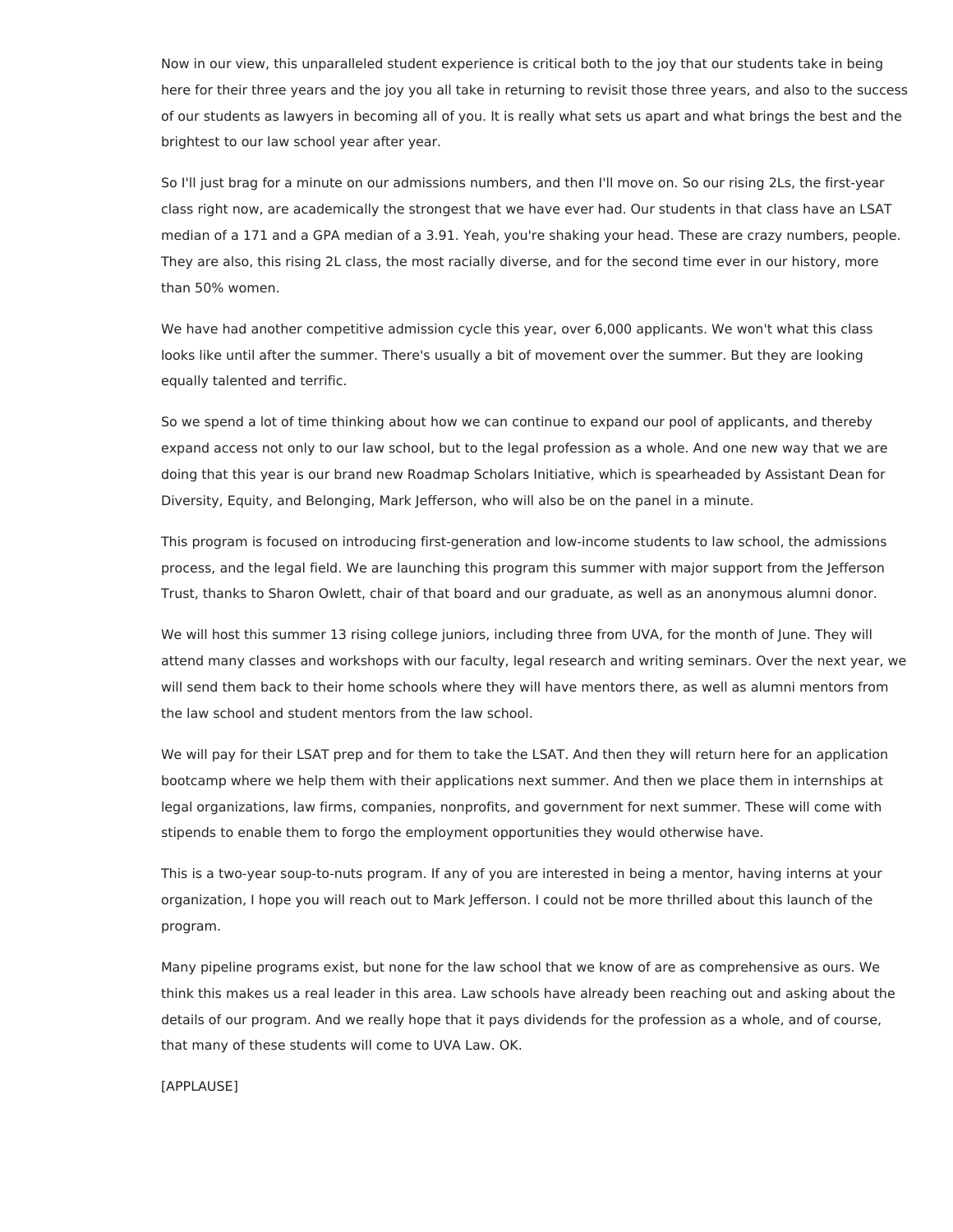Now in our view, this unparalleled student experience is critical both to the joy that our students take in being here for their three years and the joy you all take in returning to revisit those three years, and also to the success of our students as lawyers in becoming all of you. It is really what sets us apart and what brings the best and the brightest to our law school year after year.

So I'll just brag for a minute on our admissions numbers, and then I'll move on. So our rising 2Ls, the first-year class right now, are academically the strongest that we have ever had. Our students in that class have an LSAT median of a 171 and a GPA median of a 3.91. Yeah, you're shaking your head. These are crazy numbers, people. They are also, this rising 2L class, the most racially diverse, and for the second time ever in our history, more than 50% women.

We have had another competitive admission cycle this year, over 6,000 applicants. We won't what this class looks like until after the summer. There's usually a bit of movement over the summer. But they are looking equally talented and terrific.

So we spend a lot of time thinking about how we can continue to expand our pool of applicants, and thereby expand access not only to our law school, but to the legal profession as a whole. And one new way that we are doing that this year is our brand new Roadmap Scholars Initiative, which is spearheaded by Assistant Dean for Diversity, Equity, and Belonging, Mark Jefferson, who will also be on the panel in a minute.

This program is focused on introducing first-generation and low-income students to law school, the admissions process, and the legal field. We are launching this program this summer with major support from the Jefferson Trust, thanks to Sharon Owlett, chair of that board and our graduate, as well as an anonymous alumni donor.

We will host this summer 13 rising college juniors, including three from UVA, for the month of June. They will attend many classes and workshops with our faculty, legal research and writing seminars. Over the next year, we will send them back to their home schools where they will have mentors there, as well as alumni mentors from the law school and student mentors from the law school.

We will pay for their LSAT prep and for them to take the LSAT. And then they will return here for an application bootcamp where we help them with their applications next summer. And then we place them in internships at legal organizations, law firms, companies, nonprofits, and government for next summer. These will come with stipends to enable them to forgo the employment opportunities they would otherwise have.

This is a two-year soup-to-nuts program. If any of you are interested in being a mentor, having interns at your organization, I hope you will reach out to Mark Jefferson. I could not be more thrilled about this launch of the program.

Many pipeline programs exist, but none for the law school that we know of are as comprehensive as ours. We think this makes us a real leader in this area. Law schools have already been reaching out and asking about the details of our program. And we really hope that it pays dividends for the profession as a whole, and of course, that many of these students will come to UVA Law. OK.

[APPLAUSE]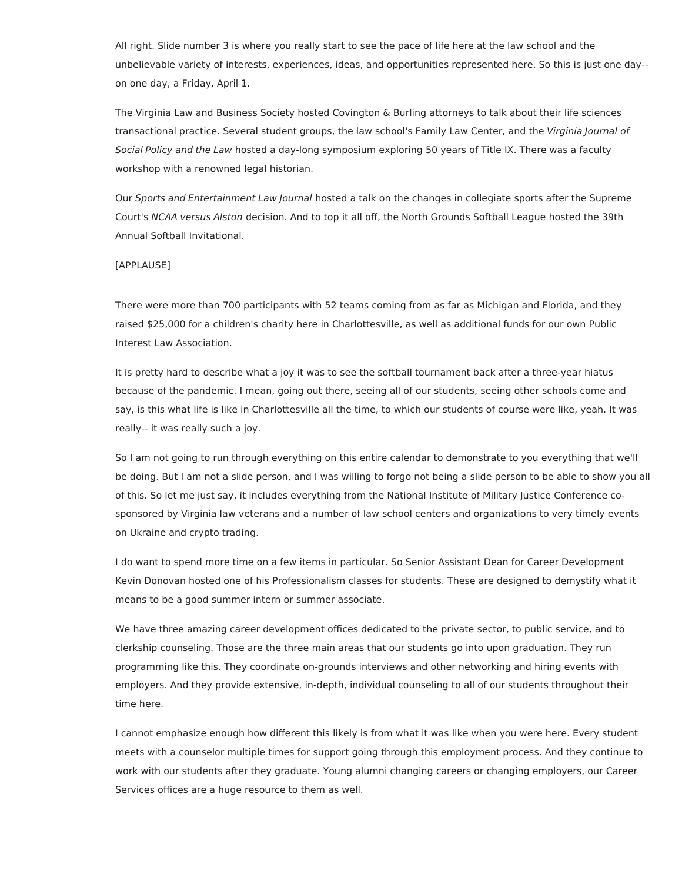All right. Slide number 3 is where you really start to see the pace of life here at the law school and the unbelievable variety of interests, experiences, ideas, and opportunities represented here. So this is just one day-- on one day, a Friday, April 1.

The Virginia Law and Business Society hosted Covington & Burling attorneys to talk about their life sciences transactional practice. Several student groups, the law school's Family Law Center, and the *Virginia Journal of Social Policy and the Law* hosted a day-long symposium exploring 50 years of Title IX. There was a faculty workshop with a renowned legal historian.

Our *Sports and Entertainment Law Journal* hosted a talk on the changes in collegiate sports after the Supreme Court's *NCAA versus Alston* decision. And to top it all off, the North Grounds Softball League hosted the 39th Annual Softball Invitational.

[APPLAUSE]

There were more than 700 participants with 52 teams coming from as far as Michigan and Florida, and they raised $25,000 for a children's charity here in Charlottesville, as well as additional funds for our own Public Interest Law Association.

It is pretty hard to describe what a joy it was to see the softball tournament back after a three-year hiatus because of the pandemic. I mean, going out there, seeing all of our students, seeing other schools come and say, is this what life is like in Charlottesville all the time, to which our students of course were like, yeah. It was really-- it was really such a joy.

So I am not going to run through everything on this entire calendar to demonstrate to you everything that we'll be doing. But I am not a slide person, and I was willing to forgo not being a slide person to be able to show you all of this. So let me just say, it includes everything from the National Institute of Military Justice Conference co-sponsored by Virginia law veterans and a number of law school centers and organizations to very timely events on Ukraine and crypto trading.

I do want to spend more time on a few items in particular. So Senior Assistant Dean for Career Development Kevin Donovan hosted one of his Professionalism classes for students. These are designed to demystify what it means to be a good summer intern or summer associate.

We have three amazing career development offices dedicated to the private sector, to public service, and to clerkship counseling. Those are the three main areas that our students go into upon graduation. They run programming like this. They coordinate on-grounds interviews and other networking and hiring events with employers. And they provide extensive, in-depth, individual counseling to all of our students throughout their time here.

I cannot emphasize enough how different this likely is from what it was like when you were here. Every student meets with a counselor multiple times for support going through this employment process. And they continue to work with our students after they graduate. Young alumni changing careers or changing employers, our Career Services offices are a huge resource to them as well.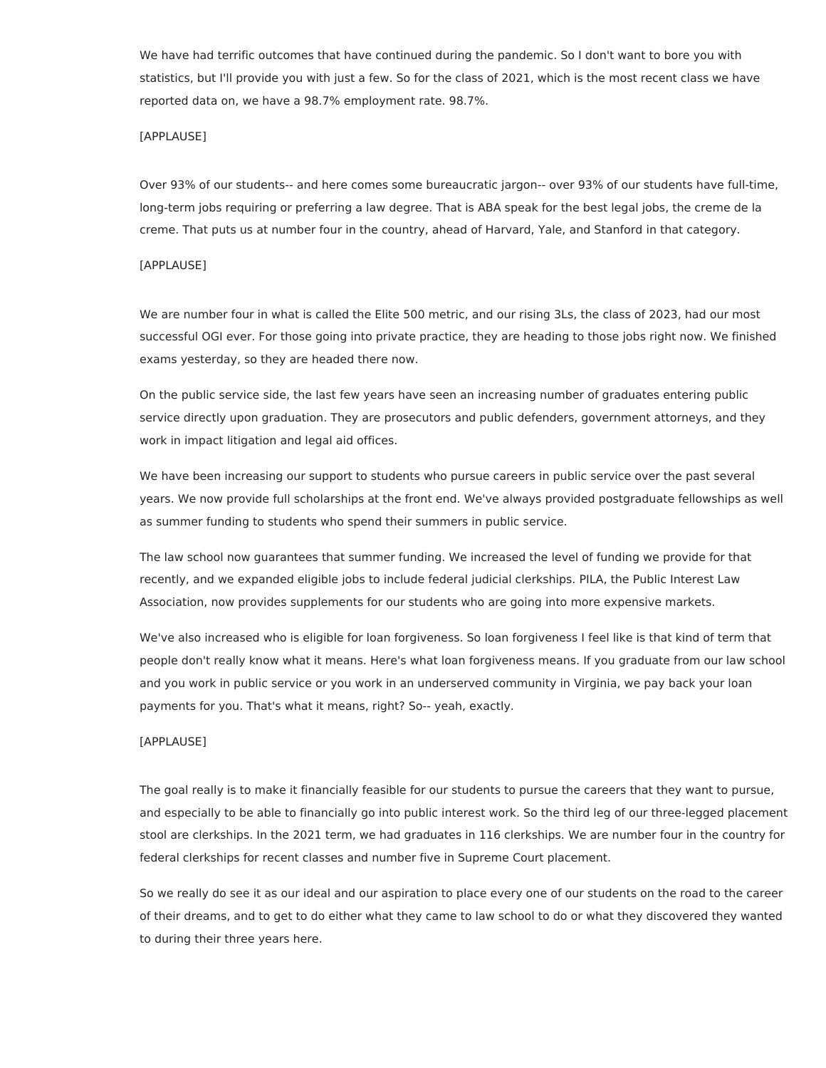We have had terrific outcomes that have continued during the pandemic. So I don't want to bore you with statistics, but I'll provide you with just a few. So for the class of 2021, which is the most recent class we have reported data on, we have a 98.7% employment rate. 98.7%.

[APPLAUSE]

Over 93% of our students-- and here comes some bureaucratic jargon-- over 93% of our students have full-time, long-term jobs requiring or preferring a law degree. That is ABA speak for the best legal jobs, the creme de la creme. That puts us at number four in the country, ahead of Harvard, Yale, and Stanford in that category.

[APPLAUSE]

We are number four in what is called the Elite 500 metric, and our rising 3Ls, the class of 2023, had our most successful OGI ever. For those going into private practice, they are heading to those jobs right now. We finished exams yesterday, so they are headed there now.

On the public service side, the last few years have seen an increasing number of graduates entering public service directly upon graduation. They are prosecutors and public defenders, government attorneys, and they work in impact litigation and legal aid offices.

We have been increasing our support to students who pursue careers in public service over the past several years. We now provide full scholarships at the front end. We've always provided postgraduate fellowships as well as summer funding to students who spend their summers in public service.

The law school now guarantees that summer funding. We increased the level of funding we provide for that recently, and we expanded eligible jobs to include federal judicial clerkships. PILA, the Public Interest Law Association, now provides supplements for our students who are going into more expensive markets.

We've also increased who is eligible for loan forgiveness. So loan forgiveness I feel like is that kind of term that people don't really know what it means. Here's what loan forgiveness means. If you graduate from our law school and you work in public service or you work in an underserved community in Virginia, we pay back your loan payments for you. That's what it means, right? So-- yeah, exactly.

[APPLAUSE]

The goal really is to make it financially feasible for our students to pursue the careers that they want to pursue, and especially to be able to financially go into public interest work. So the third leg of our three-legged placement stool are clerkships. In the 2021 term, we had graduates in 116 clerkships. We are number four in the country for federal clerkships for recent classes and number five in Supreme Court placement.

So we really do see it as our ideal and our aspiration to place every one of our students on the road to the career of their dreams, and to get to do either what they came to law school to do or what they discovered they wanted to during their three years here.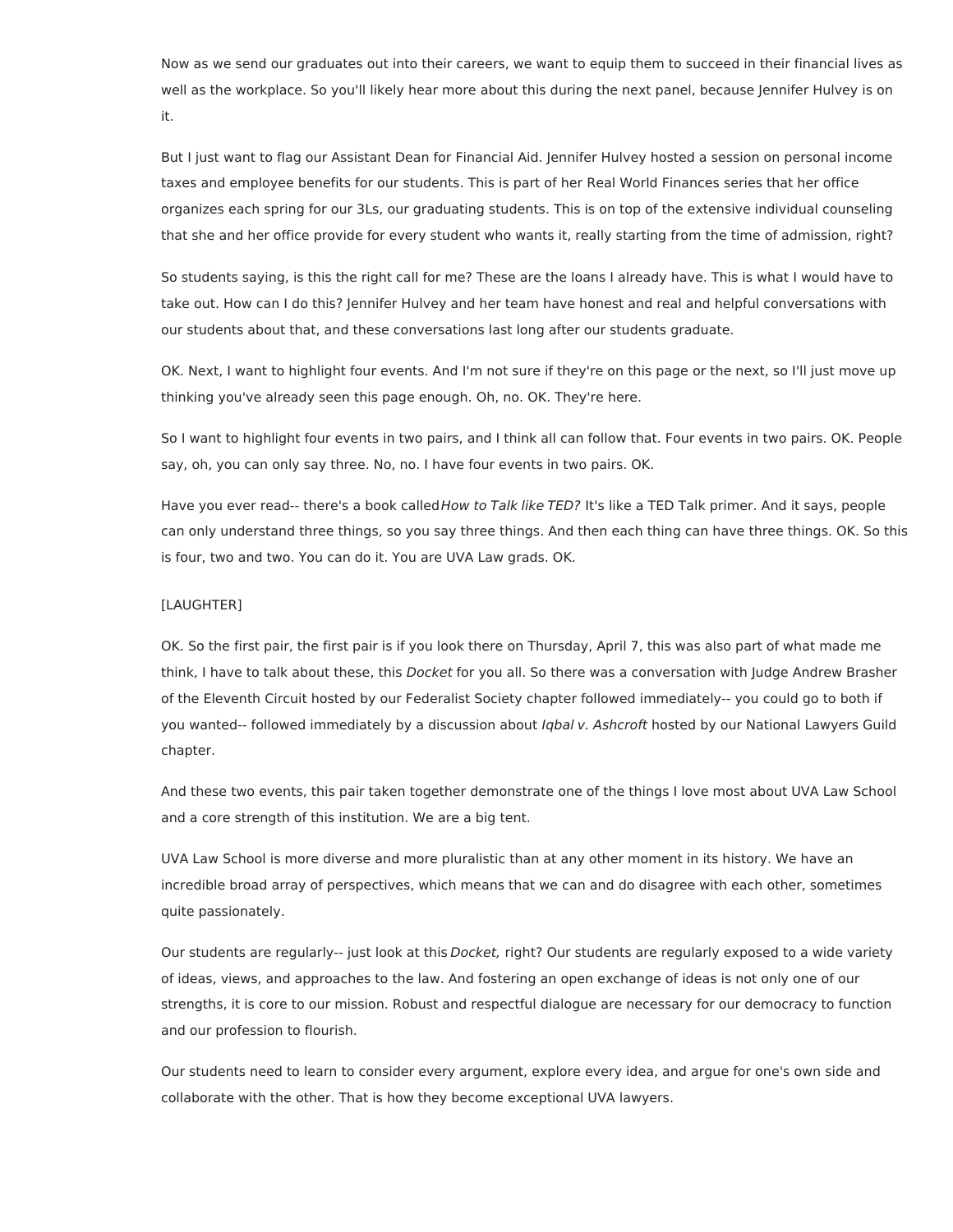Now as we send our graduates out into their careers, we want to equip them to succeed in their financial lives as well as the workplace. So you'll likely hear more about this during the next panel, because Jennifer Hulvey is on it.

But I just want to flag our Assistant Dean for Financial Aid. Jennifer Hulvey hosted a session on personal income taxes and employee benefits for our students. This is part of her Real World Finances series that her office organizes each spring for our 3Ls, our graduating students. This is on top of the extensive individual counseling that she and her office provide for every student who wants it, really starting from the time of admission, right?

So students saying, is this the right call for me? These are the loans I already have. This is what I would have to take out. How can I do this? Jennifer Hulvey and her team have honest and real and helpful conversations with our students about that, and these conversations last long after our students graduate.

OK. Next, I want to highlight four events. And I'm not sure if they're on this page or the next, so I'll just move up thinking you've already seen this page enough. Oh, no. OK. They're here.

So I want to highlight four events in two pairs, and I think all can follow that. Four events in two pairs. OK. People say, oh, you can only say three. No, no. I have four events in two pairs. OK.

Have you ever read-- there's a book called *How to Talk like TED?* It's like a TED Talk primer. And it says, people can only understand three things, so you say three things. And then each thing can have three things. OK. So this is four, two and two. You can do it. You are UVA Law grads. OK.

[LAUGHTER]

OK. So the first pair, the first pair is if you look there on Thursday, April 7, this was also part of what made me think, I have to talk about these, this *Docket* for you all. So there was a conversation with Judge Andrew Brasher of the Eleventh Circuit hosted by our Federalist Society chapter followed immediately-- you could go to both if you wanted-- followed immediately by a discussion about *Iqbal v. Ashcroft* hosted by our National Lawyers Guild chapter.

And these two events, this pair taken together demonstrate one of the things I love most about UVA Law School and a core strength of this institution. We are a big tent.

UVA Law School is more diverse and more pluralistic than at any other moment in its history. We have an incredible broad array of perspectives, which means that we can and do disagree with each other, sometimes quite passionately.

Our students are regularly-- just look at this *Docket,* right? Our students are regularly exposed to a wide variety of ideas, views, and approaches to the law. And fostering an open exchange of ideas is not only one of our strengths, it is core to our mission. Robust and respectful dialogue are necessary for our democracy to function and our profession to flourish.

Our students need to learn to consider every argument, explore every idea, and argue for one's own side and collaborate with the other. That is how they become exceptional UVA lawyers.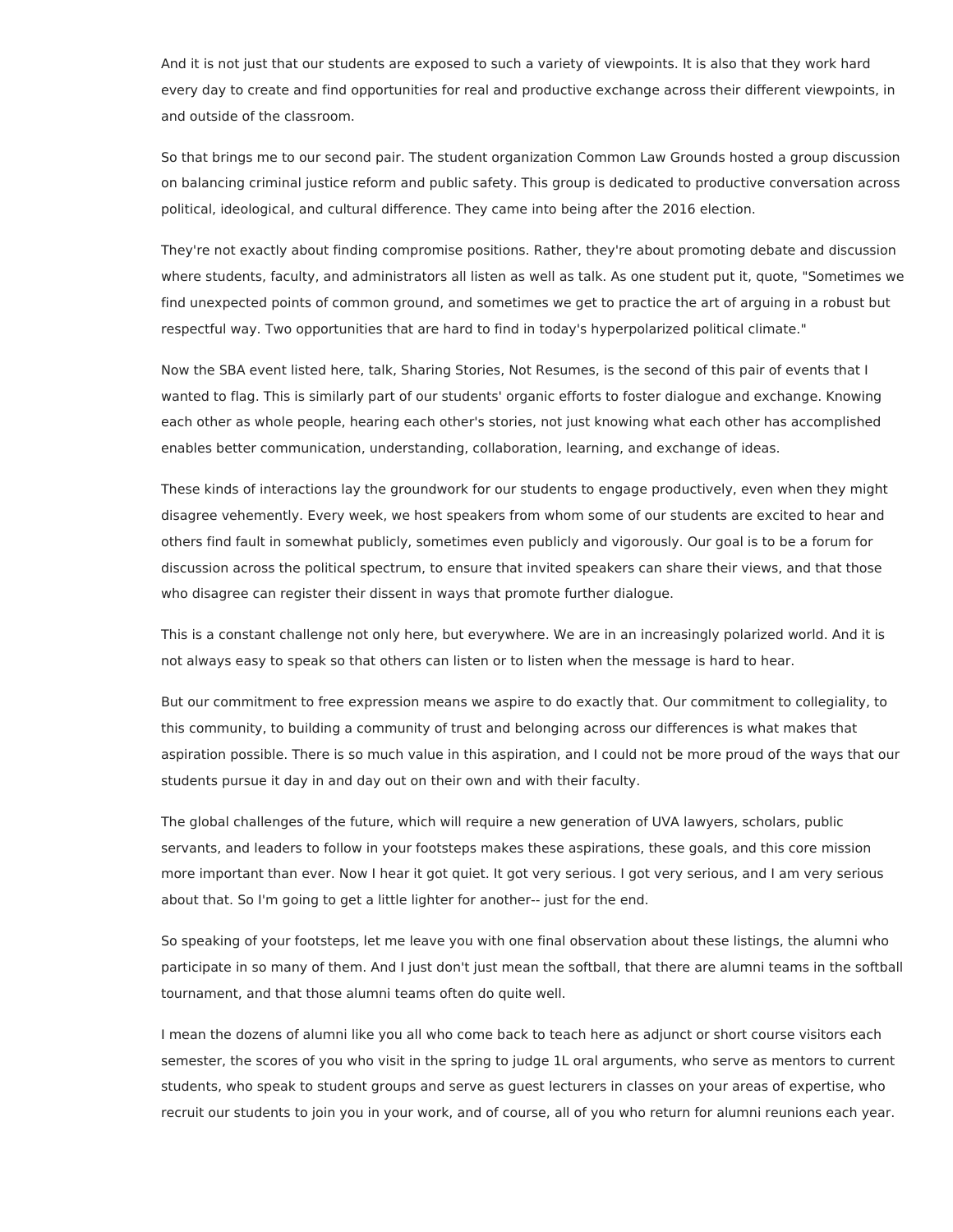And it is not just that our students are exposed to such a variety of viewpoints. It is also that they work hard every day to create and find opportunities for real and productive exchange across their different viewpoints, in and outside of the classroom.

So that brings me to our second pair. The student organization Common Law Grounds hosted a group discussion on balancing criminal justice reform and public safety. This group is dedicated to productive conversation across political, ideological, and cultural difference. They came into being after the 2016 election.

They're not exactly about finding compromise positions. Rather, they're about promoting debate and discussion where students, faculty, and administrators all listen as well as talk. As one student put it, quote, "Sometimes we find unexpected points of common ground, and sometimes we get to practice the art of arguing in a robust but respectful way. Two opportunities that are hard to find in today's hyperpolarized political climate."

Now the SBA event listed here, talk, Sharing Stories, Not Resumes, is the second of this pair of events that I wanted to flag. This is similarly part of our students' organic efforts to foster dialogue and exchange. Knowing each other as whole people, hearing each other's stories, not just knowing what each other has accomplished enables better communication, understanding, collaboration, learning, and exchange of ideas.

These kinds of interactions lay the groundwork for our students to engage productively, even when they might disagree vehemently. Every week, we host speakers from whom some of our students are excited to hear and others find fault in somewhat publicly, sometimes even publicly and vigorously. Our goal is to be a forum for discussion across the political spectrum, to ensure that invited speakers can share their views, and that those who disagree can register their dissent in ways that promote further dialogue.

This is a constant challenge not only here, but everywhere. We are in an increasingly polarized world. And it is not always easy to speak so that others can listen or to listen when the message is hard to hear.

But our commitment to free expression means we aspire to do exactly that. Our commitment to collegiality, to this community, to building a community of trust and belonging across our differences is what makes that aspiration possible. There is so much value in this aspiration, and I could not be more proud of the ways that our students pursue it day in and day out on their own and with their faculty.

The global challenges of the future, which will require a new generation of UVA lawyers, scholars, public servants, and leaders to follow in your footsteps makes these aspirations, these goals, and this core mission more important than ever. Now I hear it got quiet. It got very serious. I got very serious, and I am very serious about that. So I'm going to get a little lighter for another-- just for the end.

So speaking of your footsteps, let me leave you with one final observation about these listings, the alumni who participate in so many of them. And I just don't just mean the softball, that there are alumni teams in the softball tournament, and that those alumni teams often do quite well.

I mean the dozens of alumni like you all who come back to teach here as adjunct or short course visitors each semester, the scores of you who visit in the spring to judge 1L oral arguments, who serve as mentors to current students, who speak to student groups and serve as guest lecturers in classes on your areas of expertise, who recruit our students to join you in your work, and of course, all of you who return for alumni reunions each year.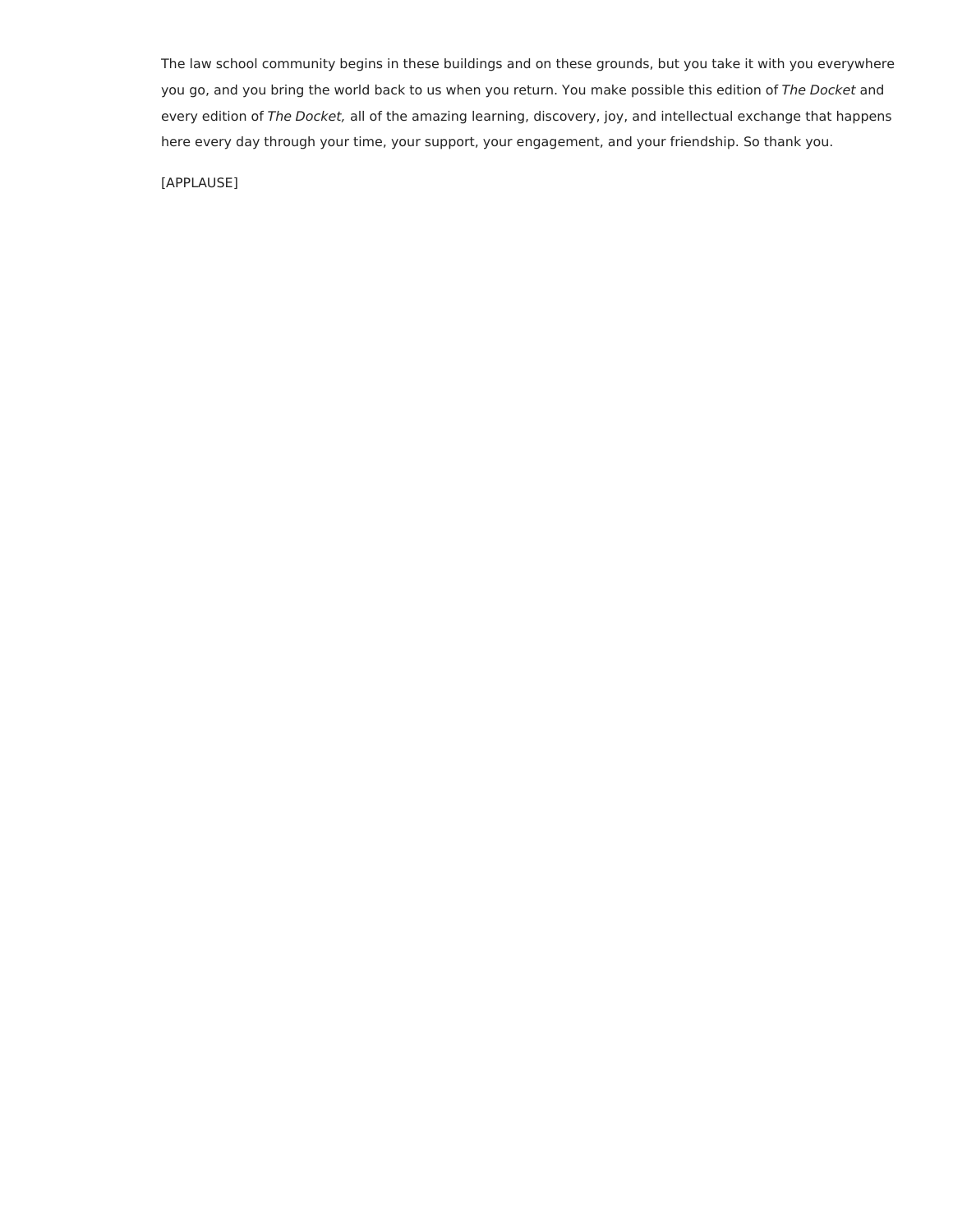The law school community begins in these buildings and on these grounds, but you take it with you everywhere you go, and you bring the world back to us when you return. You make possible this edition of *The Docket* and every edition of *The Docket,* all of the amazing learning, discovery, joy, and intellectual exchange that happens here every day through your time, your support, your engagement, and your friendship. So thank you.

[APPLAUSE]